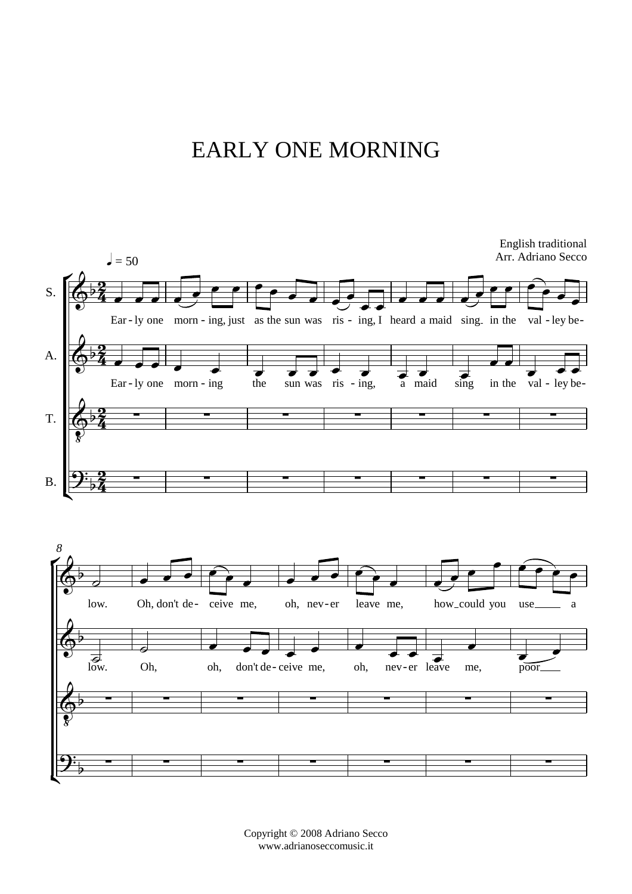# EARLY ONE MORNING

English traditional
Arr. Adriano Secco

♩ = 50

S.: Ear - ly one morn - ing, just as the sun was ris - ing, I heard a maid sing in the val - ley be- low. Oh, don't de - ceive me, oh, nev - er leave me, how could you use a

A.: Ear - ly one morn - ing the sun was ris - ing, a maid sing in the val - ley be- low. Oh, oh, don't de - ceive me, oh, nev - er leave me, poor

T.

B.

Copyright © 2008 Adriano Secco
www.adrianoseccomusic.it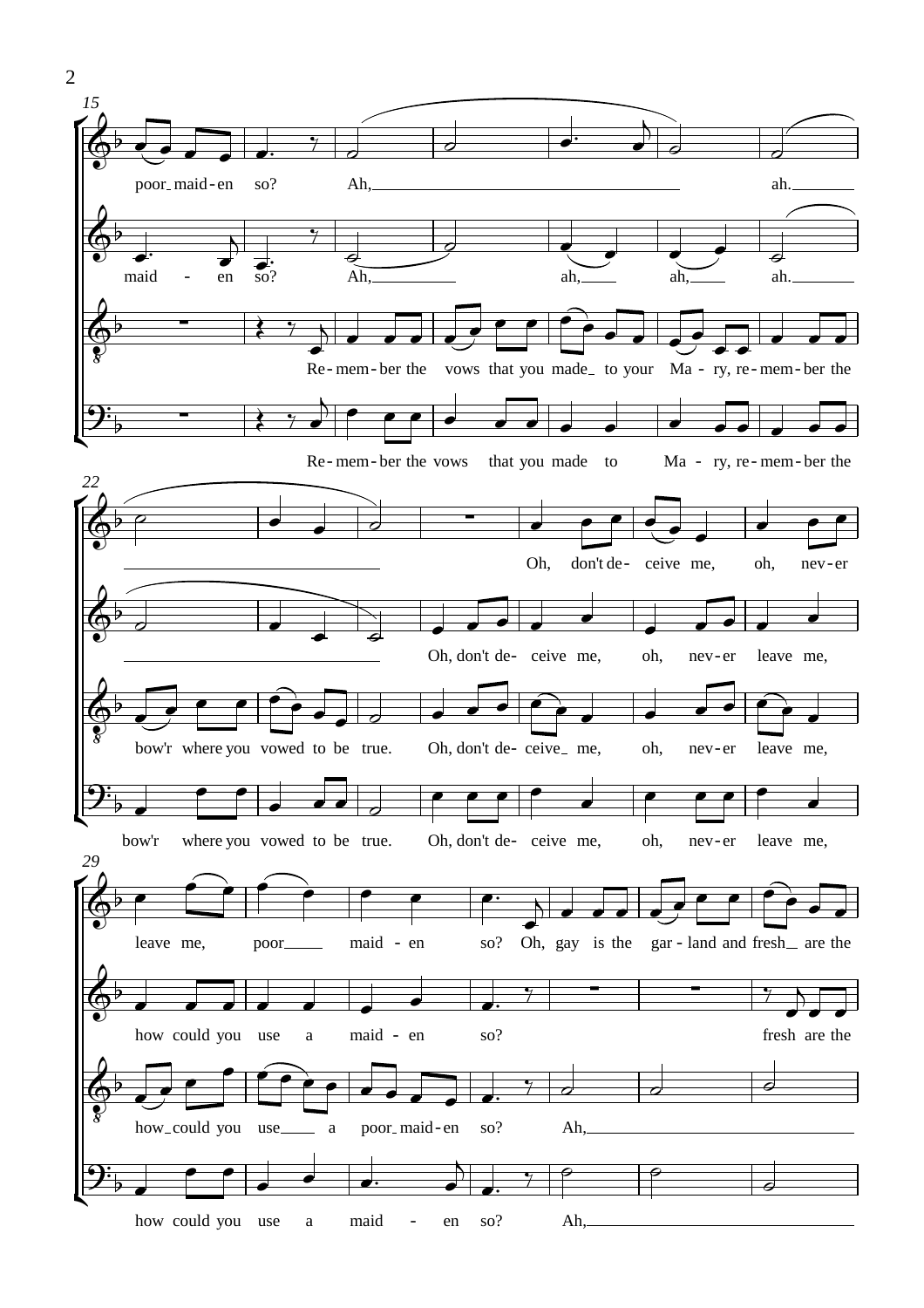15

poor maid - en so? Ah, ah.

maid - en so? Ah, ah, ah, ah.

Re - mem - ber the vows that you made to your Ma - ry, re - mem - ber the

Re - mem - ber the vows that you made to Ma - ry, re - mem - ber the

22

Oh, don't de - ceive me, oh, nev - er

Oh, don't de - ceive me, oh, nev - er leave me,

bow'r where you vowed to be true. Oh, don't de - ceive me, oh, nev - er leave me,

bow'r where you vowed to be true. Oh, don't de - ceive me, oh, nev - er leave me,

29

leave me, poor maid - en so? Oh, gay is the gar - land and fresh are the

how could you use a maid - en so? fresh are the

how could you use a poor maid - en so? Ah,

how could you use a maid - en so? Ah,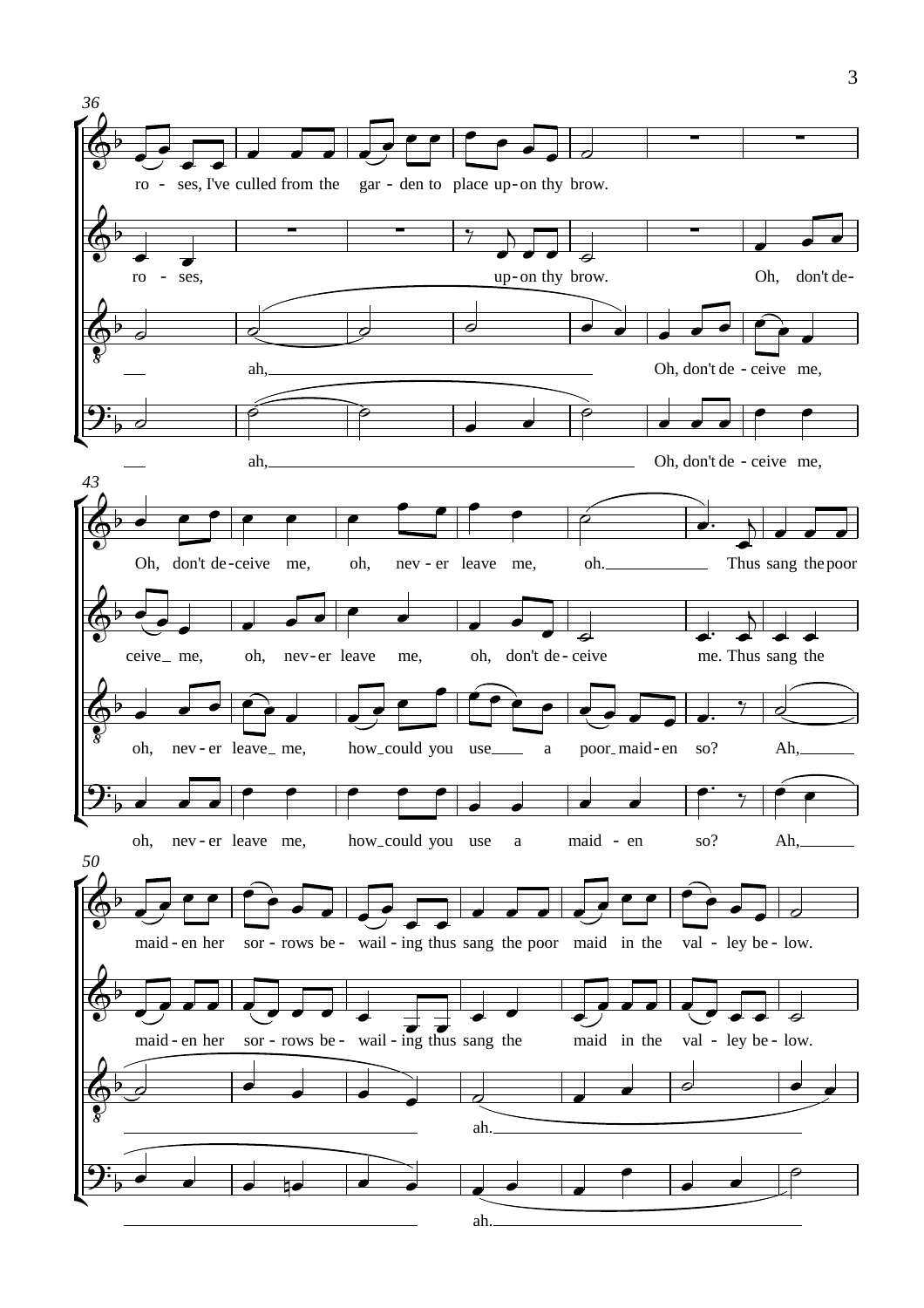36

ro - ses, I've culled from the gar - den to place up - on thy brow.

ro - ses, up - on thy brow. Oh, don't de-

ah, Oh, don't de - ceive me,

ah, Oh, don't de - ceive me,

43

Oh, don't de - ceive me, oh, nev - er leave me, oh. Thus sang the poor

ceive me, oh, nev - er leave me, oh, don't de - ceive me. Thus sang the

oh, nev - er leave me, how could you use a poor maid - en so? Ah,

oh, nev - er leave me, how could you use a maid - en so? Ah,

50

maid - en her sor - rows be - wail - ing thus sang the poor maid in the val - ley be - low.

maid - en her sor - rows be - wail - ing thus sang the maid in the val - ley be - low.

ah.

ah.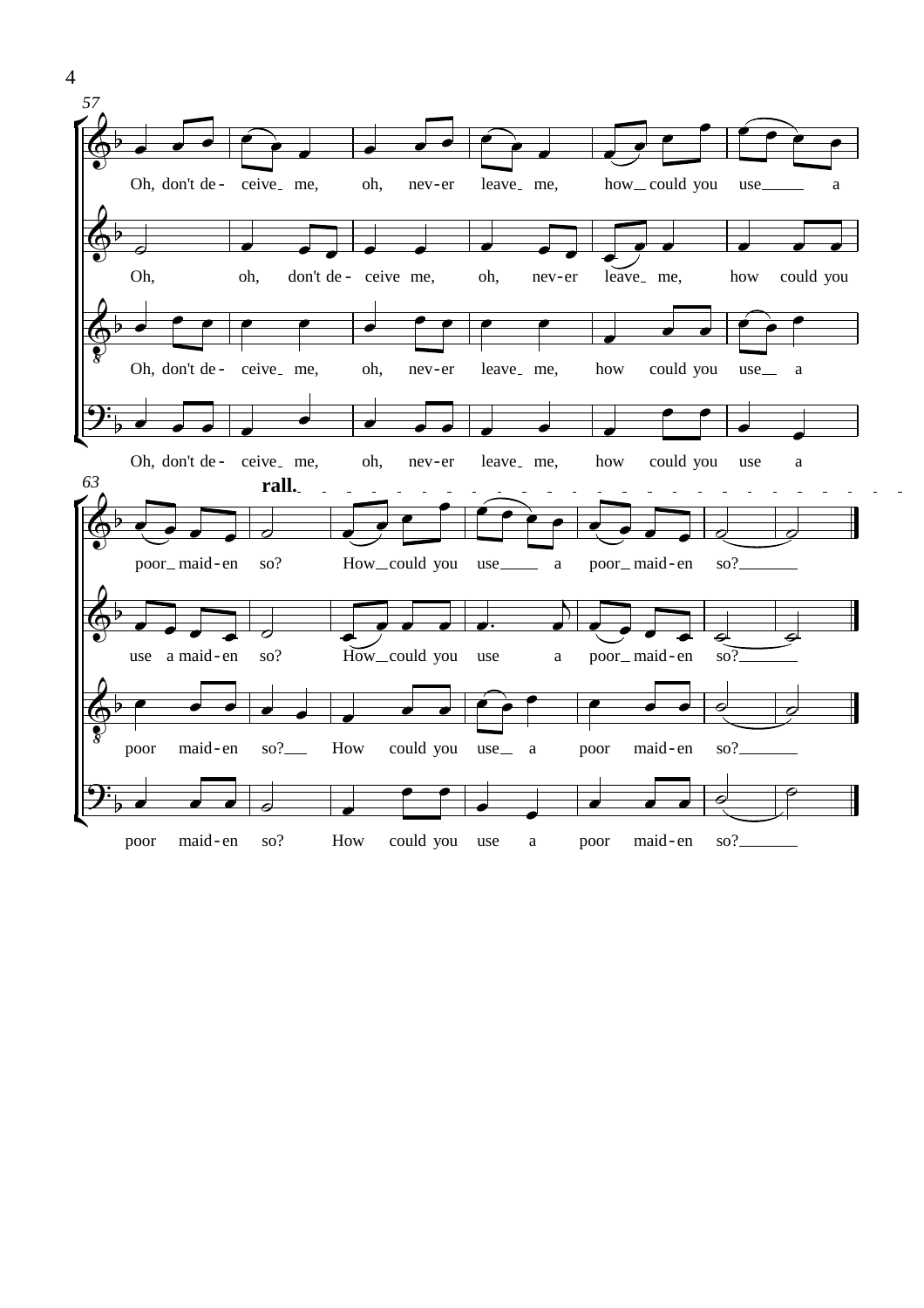57

Oh, don't de - ceive me, oh, nev-er leave me, how could you use a

Oh, oh, don't de - ceive me, oh, nev-er leave me, how could you

Oh, don't de - ceive me, oh, nev-er leave me, how could you use a

Oh, don't de - ceive me, oh, nev-er leave me, how could you use a

63

**rall.**

poor maid-en so? How could you use a poor maid-en so?

use a maid-en so? How could you use a poor maid-en so?

poor maid-en so? How could you use a poor maid-en so?

poor maid-en so? How could you use a poor maid-en so?